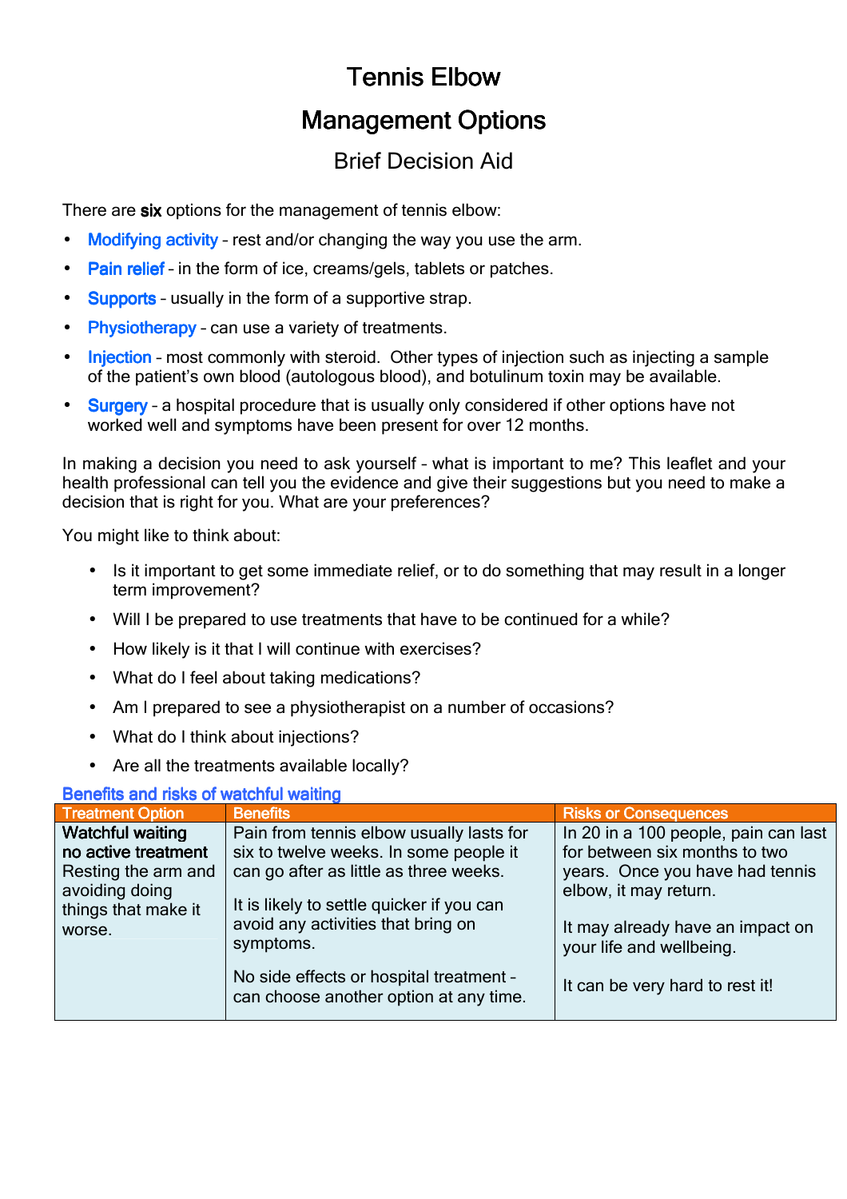# Tennis Elbow

## Management Options

### Brief Decision Aid

There are **six** options for the management of tennis elbow:

- **Modifying activity** – rest and/or changing the way you use the arm.
- **Pain relief** – in the form of ice, creams/gels, tablets or patches.
- **Supports** – usually in the form of a supportive strap.
- **Physiotherapy** – can use a variety of treatments.
- **Injection** – most commonly with steroid. Other types of injection such as injecting a sample of the patient's own blood (autologous blood), and botulinum toxin may be available.
- **Surgery** – a hospital procedure that is usually only considered if other options have not worked well and symptoms have been present for over 12 months.

In making a decision you need to ask yourself – what is important to me? This leaflet and your health professional can tell you the evidence and give their suggestions but you need to make a decision that is right for you. What are your preferences?

You might like to think about:

- Is it important to get some immediate relief, or to do something that may result in a longer term improvement?
- Will I be prepared to use treatments that have to be continued for a while?
- How likely is it that I will continue with exercises?
- What do I feel about taking medications?
- Am I prepared to see a physiotherapist on a number of occasions?
- What do I think about injections?
- Are all the treatments available locally?

**Benefits and risks of watchful waiting**

| Treatment Option | Benefits | Risks or Consequences |
|---|---|---|
| **Watchful waiting no active treatment** Resting the arm and avoiding doing things that make it worse. | Pain from tennis elbow usually lasts for six to twelve weeks. In some people it can go after as little as three weeks.<br><br>It is likely to settle quicker if you can avoid any activities that bring on symptoms.<br><br>No side effects or hospital treatment – can choose another option at any time. | In 20 in a 100 people, pain can last for between six months to two years. Once you have had tennis elbow, it may return.<br><br>It may already have an impact on your life and wellbeing.<br><br>It can be very hard to rest it! |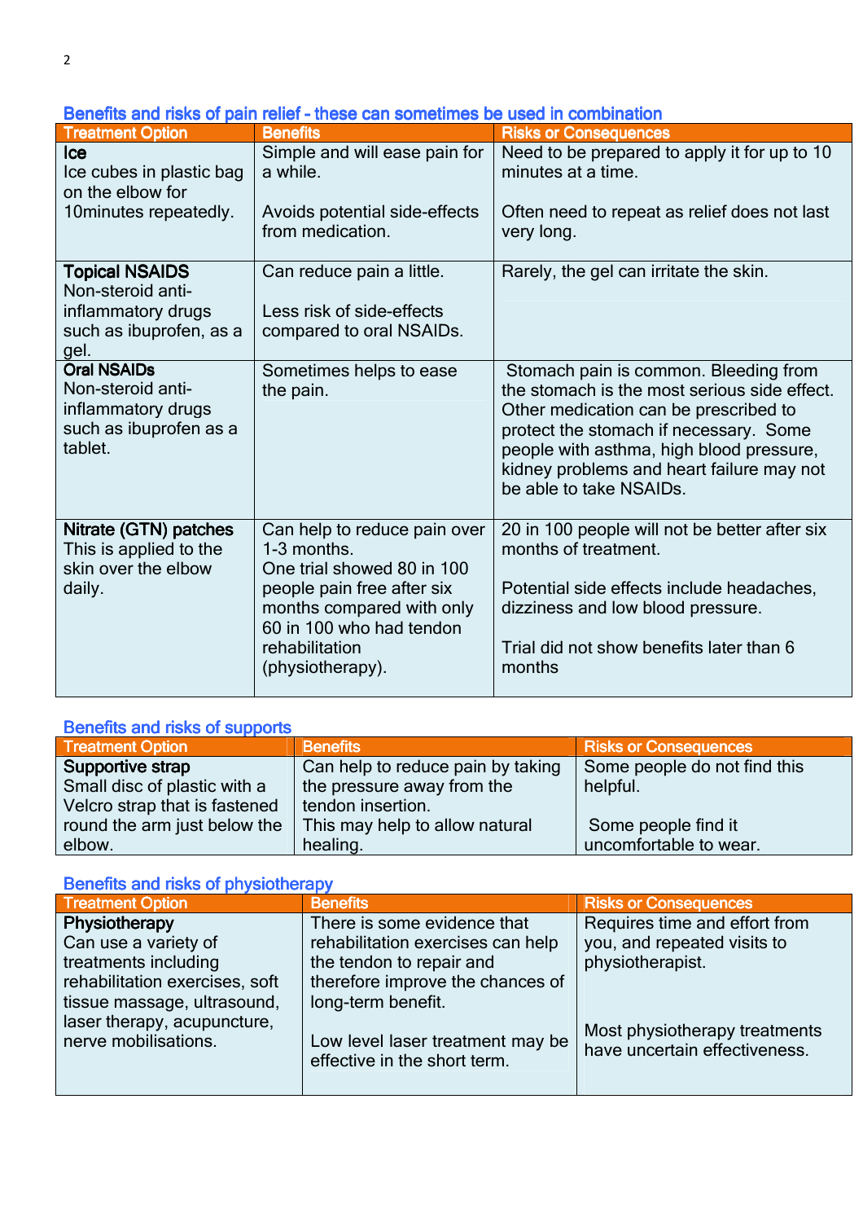## Benefits and risks of pain relief - these can sometimes be used in combination

| Treatment Option | Benefits | Risks or Consequences |
|---|---|---|
| **Ice**<br>Ice cubes in plastic bag on the elbow for 10minutes repeatedly. | Simple and will ease pain for a while.<br><br>Avoids potential side-effects from medication. | Need to be prepared to apply it for up to 10 minutes at a time.<br><br>Often need to repeat as relief does not last very long. |
| **Topical NSAIDS**<br>Non-steroid anti-inflammatory drugs such as ibuprofen, as a gel. | Can reduce pain a little.<br><br>Less risk of side-effects compared to oral NSAIDs. | Rarely, the gel can irritate the skin. |
| **Oral NSAIDs**<br>Non-steroid anti-inflammatory drugs such as ibuprofen as a tablet. | Sometimes helps to ease the pain. | Stomach pain is common. Bleeding from the stomach is the most serious side effect. Other medication can be prescribed to protect the stomach if necessary. Some people with asthma, high blood pressure, kidney problems and heart failure may not be able to take NSAIDs. |
| **Nitrate (GTN) patches**<br>This is applied to the skin over the elbow daily. | Can help to reduce pain over 1-3 months.<br>One trial showed 80 in 100 people pain free after six months compared with only 60 in 100 who had tendon rehabilitation (physiotherapy). | 20 in 100 people will not be better after six months of treatment.<br><br>Potential side effects include headaches, dizziness and low blood pressure.<br><br>Trial did not show benefits later than 6 months |

## Benefits and risks of supports

| Treatment Option | Benefits | Risks or Consequences |
|---|---|---|
| **Supportive strap**<br>Small disc of plastic with a Velcro strap that is fastened round the arm just below the elbow. | Can help to reduce pain by taking the pressure away from the tendon insertion.<br>This may help to allow natural healing. | Some people do not find this helpful.<br><br>Some people find it uncomfortable to wear. |

## Benefits and risks of physiotherapy

| Treatment Option | Benefits | Risks or Consequences |
|---|---|---|
| **Physiotherapy**<br>Can use a variety of treatments including rehabilitation exercises, soft tissue massage, ultrasound, laser therapy, acupuncture, nerve mobilisations. | There is some evidence that rehabilitation exercises can help the tendon to repair and therefore improve the chances of long-term benefit.<br><br>Low level laser treatment may be effective in the short term. | Requires time and effort from you, and repeated visits to physiotherapist.<br><br>Most physiotherapy treatments have uncertain effectiveness. |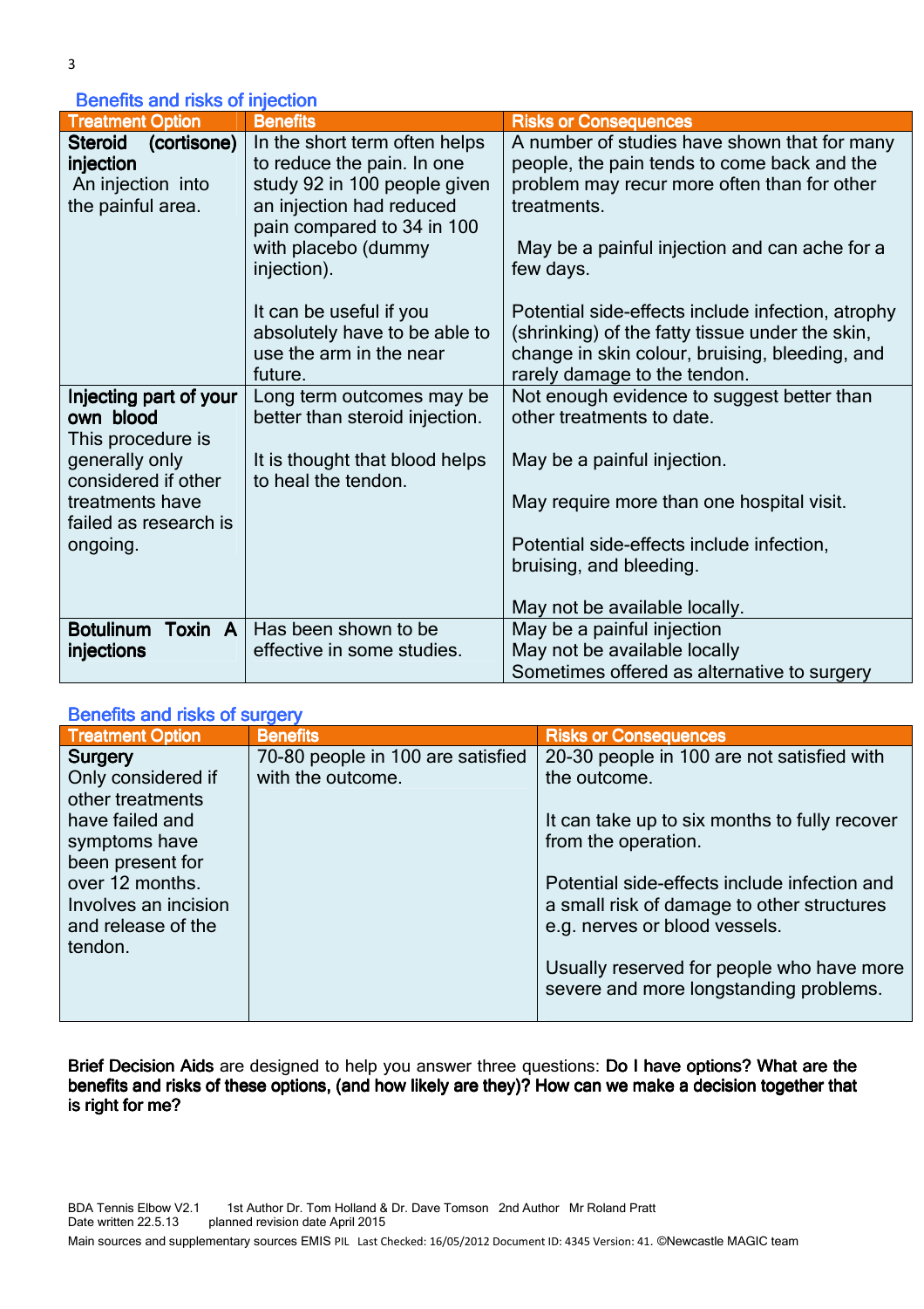## Benefits and risks of injection

| Treatment Option | Benefits | Risks or Consequences |
|---|---|---|
| **Steroid (cortisone) injection**<br>An injection into the painful area. | In the short term often helps to reduce the pain. In one study 92 in 100 people given an injection had reduced pain compared to 34 in 100 with placebo (dummy injection).<br><br>It can be useful if you absolutely have to be able to use the arm in the near future. | A number of studies have shown that for many people, the pain tends to come back and the problem may recur more often than for other treatments.<br><br>May be a painful injection and can ache for a few days.<br><br>Potential side-effects include infection, atrophy (shrinking) of the fatty tissue under the skin, change in skin colour, bruising, bleeding, and rarely damage to the tendon. |
| **Injecting part of your own blood**<br>This procedure is generally only considered if other treatments have failed as research is ongoing. | Long term outcomes may be better than steroid injection.<br><br>It is thought that blood helps to heal the tendon. | Not enough evidence to suggest better than other treatments to date.<br><br>May be a painful injection.<br><br>May require more than one hospital visit.<br><br>Potential side-effects include infection, bruising, and bleeding.<br><br>May not be available locally. |
| **Botulinum Toxin A injections** | Has been shown to be effective in some studies. | May be a painful injection<br>May not be available locally<br>Sometimes offered as alternative to surgery |

## Benefits and risks of surgery

| Treatment Option | Benefits | Risks or Consequences |
|---|---|---|
| **Surgery**<br>Only considered if other treatments have failed and symptoms have been present for over 12 months. Involves an incision and release of the tendon. | 70-80 people in 100 are satisfied with the outcome. | 20-30 people in 100 are not satisfied with the outcome.<br><br>It can take up to six months to fully recover from the operation.<br><br>Potential side-effects include infection and a small risk of damage to other structures e.g. nerves or blood vessels.<br><br>Usually reserved for people who have more severe and more longstanding problems. |

**Brief Decision Aids** are designed to help you answer three questions: **Do I have options? What are the benefits and risks of these options, (and how likely are they)? How can we make a decision together that is right for me?**

BDA Tennis Elbow V2.1 1st Author Dr. Tom Holland & Dr. Dave Tomson 2nd Author Mr Roland Pratt
Date written 22.5.13 planned revision date April 2015
Main sources and supplementary sources EMIS PIL Last Checked: 16/05/2012 Document ID: 4345 Version: 41. ©Newcastle MAGIC team